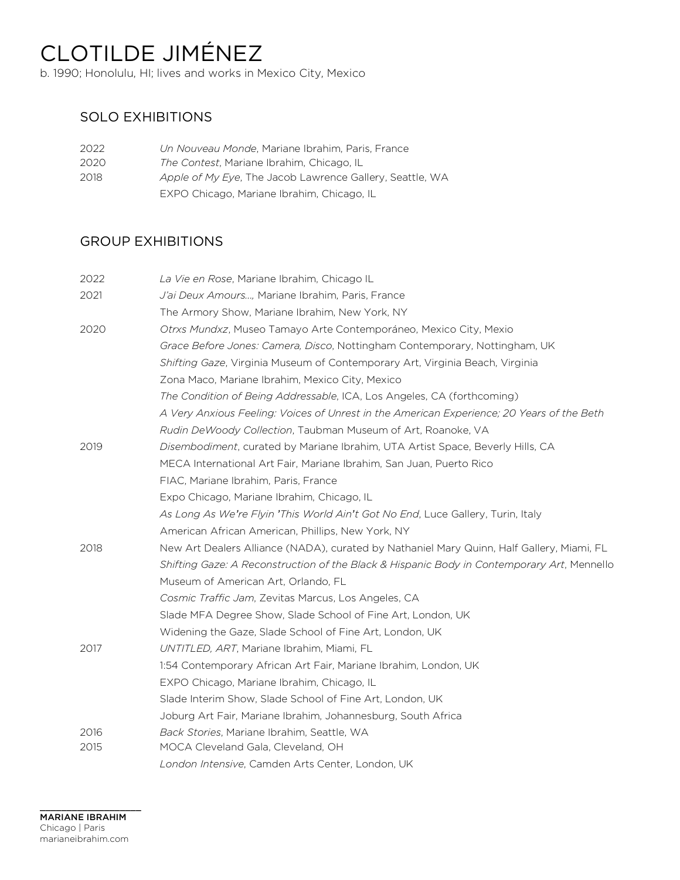# CLOTILDE JIMÉNEZ

b. 1990; Honolulu, HI; lives and works in Mexico City, Mexico

## SOLO EXHIBITIONS

2022 *Un Nouveau Monde*, Mariane Ibrahim, Paris, France
2020 *The Contest*, Mariane Ibrahim, Chicago, IL
2018 *Apple of My Eye*, The Jacob Lawrence Gallery, Seattle, WA
EXPO Chicago, Mariane Ibrahim, Chicago, IL

## GROUP EXHIBITIONS

2022 *La Vie en Rose*, Mariane Ibrahim, Chicago IL
2021 *J'ai Deux Amours…,* Mariane Ibrahim, Paris, France
The Armory Show, Mariane Ibrahim, New York, NY
2020 *Otrxs Mundxz*, Museo Tamayo Arte Contemporáneo, Mexico City, Mexio
*Grace Before Jones: Camera, Disco*, Nottingham Contemporary, Nottingham, UK
*Shifting Gaze*, Virginia Museum of Contemporary Art, Virginia Beach, Virginia
Zona Maco, Mariane Ibrahim, Mexico City, Mexico
*The Condition of Being Addressable*, ICA, Los Angeles, CA (forthcoming)
*A Very Anxious Feeling: Voices of Unrest in the American Experience; 20 Years of the Beth Rudin DeWoody Collection*, Taubman Museum of Art, Roanoke, VA
2019 *Disembodiment*, curated by Mariane Ibrahim, UTA Artist Space, Beverly Hills, CA
MECA International Art Fair, Mariane Ibrahim, San Juan, Puerto Rico
FIAC, Mariane Ibrahim, Paris, France
Expo Chicago, Mariane Ibrahim, Chicago, IL
*As Long As We're Flyin 'This World Ain't Got No End*, Luce Gallery, Turin, Italy
American African American, Phillips, New York, NY
2018 New Art Dealers Alliance (NADA), curated by Nathaniel Mary Quinn, Half Gallery, Miami, FL
*Shifting Gaze: A Reconstruction of the Black & Hispanic Body in Contemporary Art*, Mennello Museum of American Art, Orlando, FL
*Cosmic Traffic Jam*, Zevitas Marcus, Los Angeles, CA
Slade MFA Degree Show, Slade School of Fine Art, London, UK
Widening the Gaze, Slade School of Fine Art, London, UK
2017 *UNTITLED, ART*, Mariane Ibrahim, Miami, FL
1:54 Contemporary African Art Fair, Mariane Ibrahim, London, UK
EXPO Chicago, Mariane Ibrahim, Chicago, IL
Slade Interim Show, Slade School of Fine Art, London, UK
Joburg Art Fair, Mariane Ibrahim, Johannesburg, South Africa
2016 *Back Stories*, Mariane Ibrahim, Seattle, WA
2015 MOCA Cleveland Gala, Cleveland, OH
*London Intensive*, Camden Arts Center, London, UK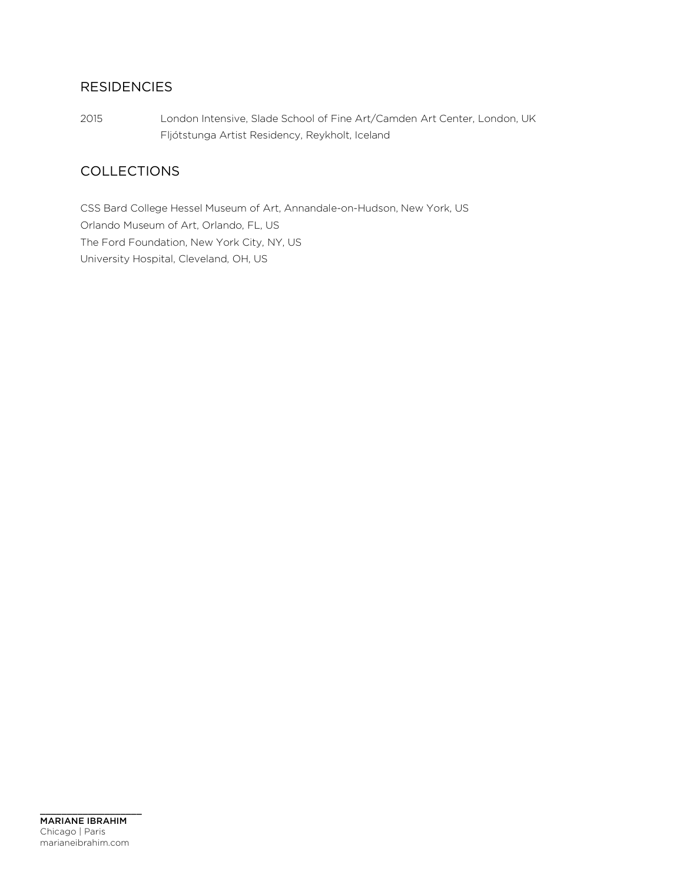## RESIDENCIES

| | |
|---|---|
| 2015 | London Intensive, Slade School of Fine Art/Camden Art Center, London, UK |
| | Fljótstunga Artist Residency, Reykholt, Iceland |

## COLLECTIONS

CSS Bard College Hessel Museum of Art, Annandale-on-Hudson, New York, US
Orlando Museum of Art, Orlando, FL, US
The Ford Foundation, New York City, NY, US
University Hospital, Cleveland, OH, US